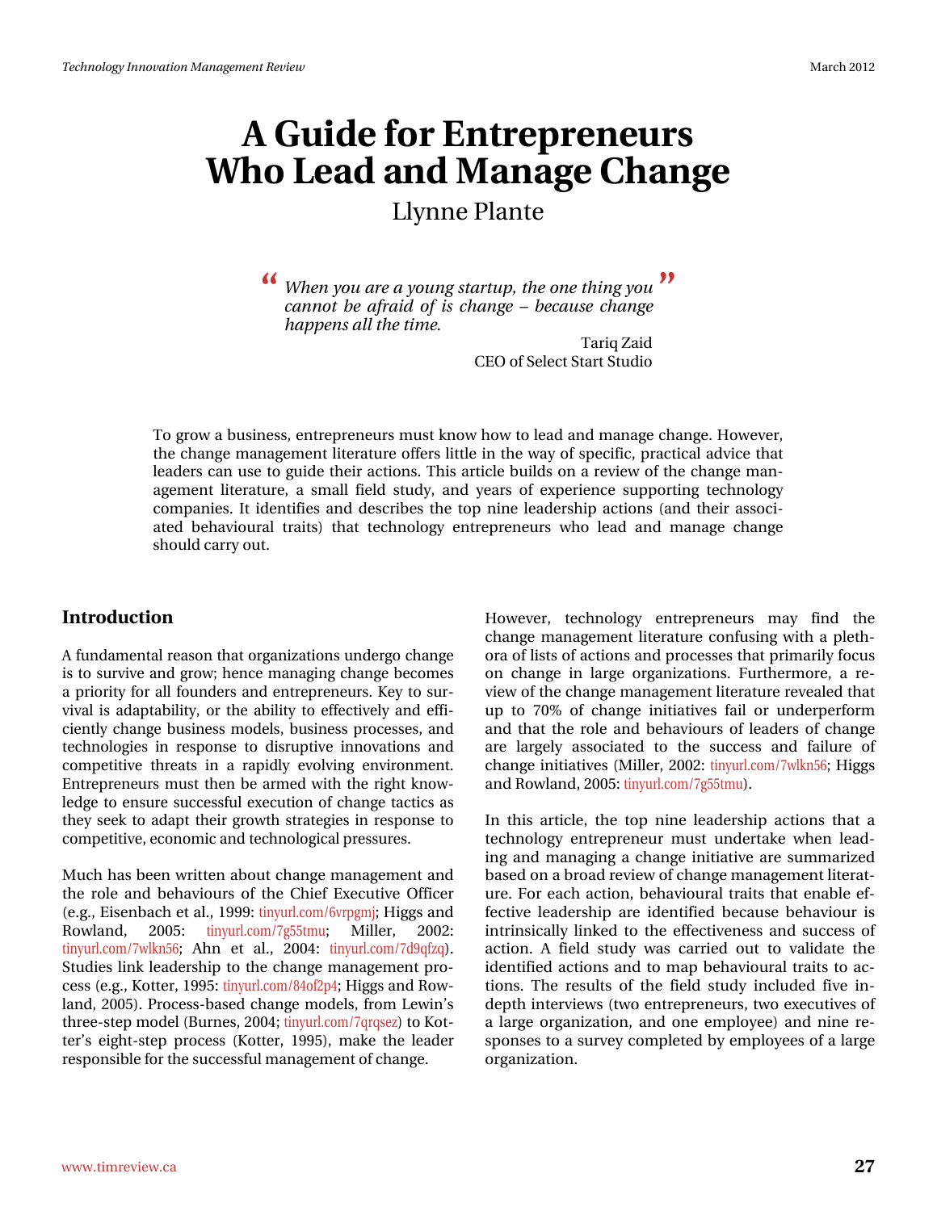# A Guide for Entrepreneurs Who Lead and Manage Change

Llynne Plante

> *When you are a young startup, the one thing you cannot be afraid of is change – because change happens all the time.*
>
> Tariq Zaid
> CEO of Select Start Studio

To grow a business, entrepreneurs must know how to lead and manage change. However, the change management literature offers little in the way of specific, practical advice that leaders can use to guide their actions. This article builds on a review of the change management literature, a small field study, and years of experience supporting technology companies. It identifies and describes the top nine leadership actions (and their associated behavioural traits) that technology entrepreneurs who lead and manage change should carry out.

## Introduction

A fundamental reason that organizations undergo change is to survive and grow; hence managing change becomes a priority for all founders and entrepreneurs. Key to survival is adaptability, or the ability to effectively and efficiently change business models, business processes, and technologies in response to disruptive innovations and competitive threats in a rapidly evolving environment. Entrepreneurs must then be armed with the right knowledge to ensure successful execution of change tactics as they seek to adapt their growth strategies in response to competitive, economic and technological pressures.

Much has been written about change management and the role and behaviours of the Chief Executive Officer (e.g., Eisenbach et al., 1999: tinyurl.com/6vrpgmj; Higgs and Rowland, 2005: tinyurl.com/7g55tmu; Miller, 2002: tinyurl.com/7wlkn56; Ahn et al., 2004: tinyurl.com/7d9qfzq). Studies link leadership to the change management process (e.g., Kotter, 1995: tinyurl.com/84of2p4; Higgs and Rowland, 2005). Process-based change models, from Lewin's three-step model (Burnes, 2004; tinyurl.com/7qrqsez) to Kotter's eight-step process (Kotter, 1995), make the leader responsible for the successful management of change.

However, technology entrepreneurs may find the change management literature confusing with a plethora of lists of actions and processes that primarily focus on change in large organizations. Furthermore, a review of the change management literature revealed that up to 70% of change initiatives fail or underperform and that the role and behaviours of leaders of change are largely associated to the success and failure of change initiatives (Miller, 2002: tinyurl.com/7wlkn56; Higgs and Rowland, 2005: tinyurl.com/7g55tmu).

In this article, the top nine leadership actions that a technology entrepreneur must undertake when leading and managing a change initiative are summarized based on a broad review of change management literature. For each action, behavioural traits that enable effective leadership are identified because behaviour is intrinsically linked to the effectiveness and success of action. A field study was carried out to validate the identified actions and to map behavioural traits to actions. The results of the field study included five in-depth interviews (two entrepreneurs, two executives of a large organization, and one employee) and nine responses to a survey completed by employees of a large organization.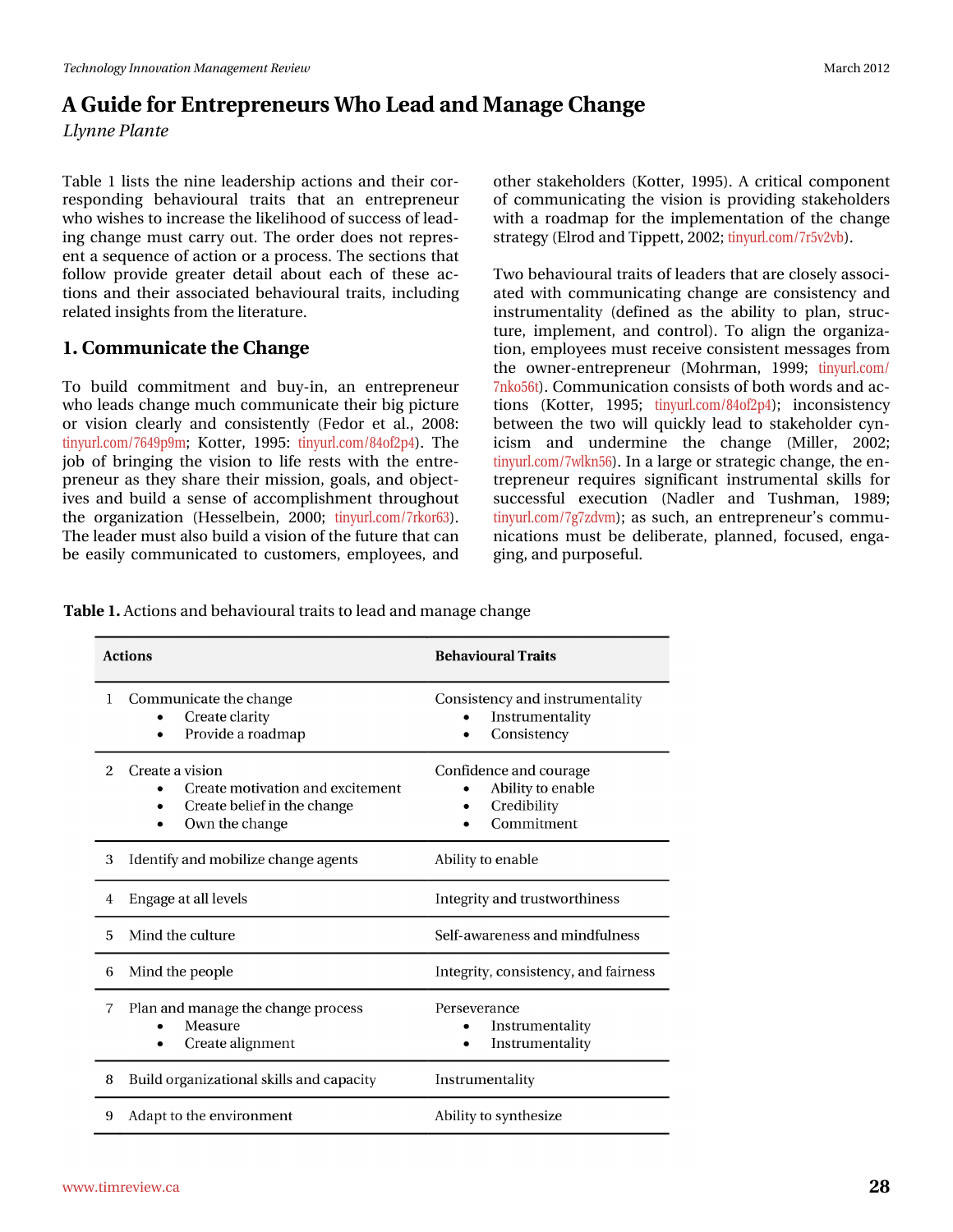# A Guide for Entrepreneurs Who Lead and Manage Change

*Llynne Plante*

Table 1 lists the nine leadership actions and their corresponding behavioural traits that an entrepreneur who wishes to increase the likelihood of success of leading change must carry out. The order does not represent a sequence of action or a process. The sections that follow provide greater detail about each of these actions and their associated behavioural traits, including related insights from the literature.

## 1. Communicate the Change

To build commitment and buy-in, an entrepreneur who leads change much communicate their big picture or vision clearly and consistently (Fedor et al., 2008: tinyurl.com/7649p9m; Kotter, 1995: tinyurl.com/84of2p4). The job of bringing the vision to life rests with the entrepreneur as they share their mission, goals, and objectives and build a sense of accomplishment throughout the organization (Hesselbein, 2000; tinyurl.com/7rkor63). The leader must also build a vision of the future that can be easily communicated to customers, employees, and other stakeholders (Kotter, 1995). A critical component of communicating the vision is providing stakeholders with a roadmap for the implementation of the change strategy (Elrod and Tippett, 2002; tinyurl.com/7r5v2vb).

Two behavioural traits of leaders that are closely associated with communicating change are consistency and instrumentality (defined as the ability to plan, structure, implement, and control). To align the organization, employees must receive consistent messages from the owner-entrepreneur (Mohrman, 1999; tinyurl.com/7nko56t). Communication consists of both words and actions (Kotter, 1995; tinyurl.com/84of2p4); inconsistency between the two will quickly lead to stakeholder cynicism and undermine the change (Miller, 2002; tinyurl.com/7wlkn56). In a large or strategic change, the entrepreneur requires significant instrumental skills for successful execution (Nadler and Tushman, 1989; tinyurl.com/7g7zdvm); as such, an entrepreneur's communications must be deliberate, planned, focused, engaging, and purposeful.

**Table 1.** Actions and behavioural traits to lead and manage change

| | Actions | Behavioural Traits |
|---|---|---|
| 1 | Communicate the change<br>• Create clarity<br>• Provide a roadmap | Consistency and instrumentality<br>• Instrumentality<br>• Consistency |
| 2 | Create a vision<br>• Create motivation and excitement<br>• Create belief in the change<br>• Own the change | Confidence and courage<br>• Ability to enable<br>• Credibility<br>• Commitment |
| 3 | Identify and mobilize change agents | Ability to enable |
| 4 | Engage at all levels | Integrity and trustworthiness |
| 5 | Mind the culture | Self-awareness and mindfulness |
| 6 | Mind the people | Integrity, consistency, and fairness |
| 7 | Plan and manage the change process<br>• Measure<br>• Create alignment | Perseverance<br>• Instrumentality<br>• Instrumentality |
| 8 | Build organizational skills and capacity | Instrumentality |
| 9 | Adapt to the environment | Ability to synthesize |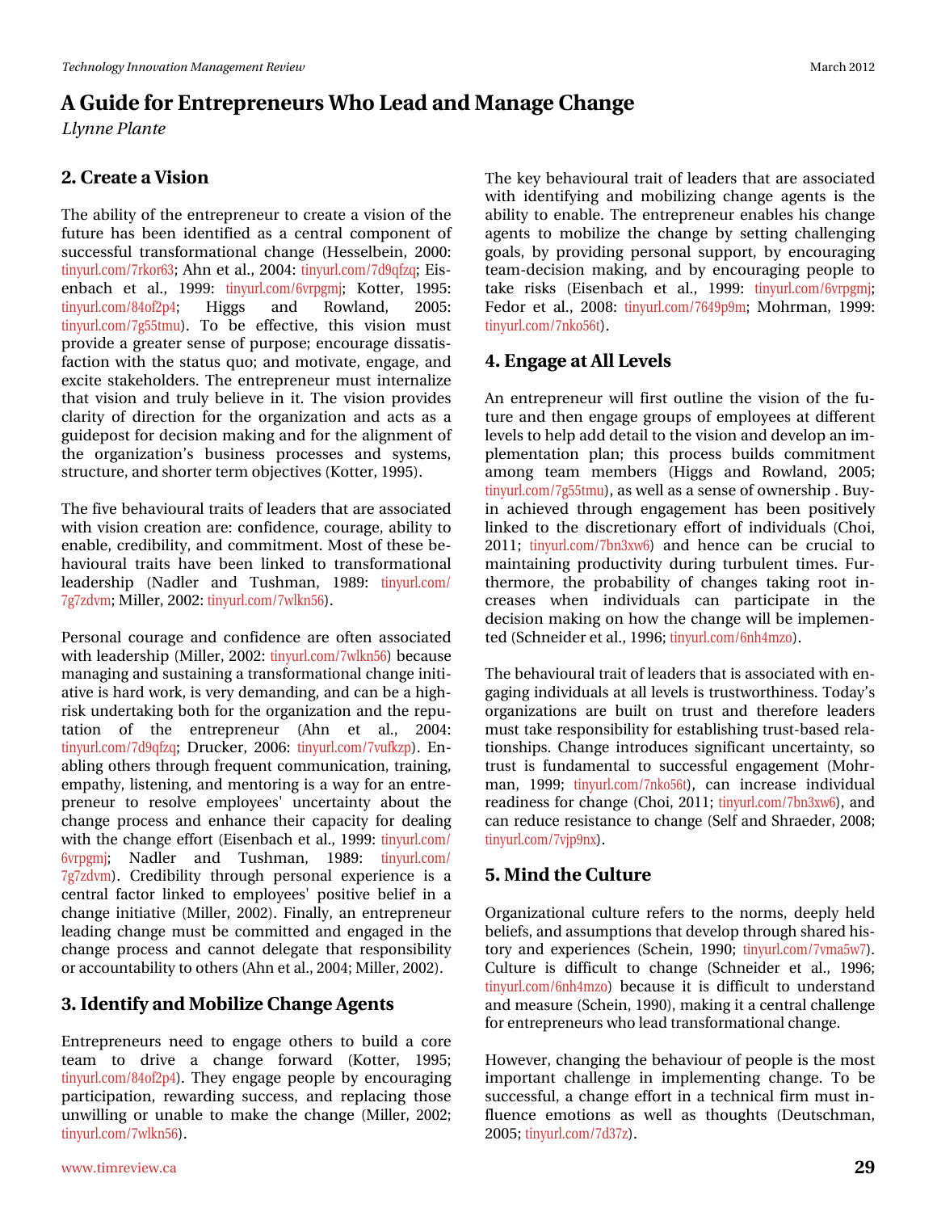# A Guide for Entrepreneurs Who Lead and Manage Change

*Llynne Plante*

## 2. Create a Vision

The ability of the entrepreneur to create a vision of the future has been identified as a central component of successful transformational change (Hesselbein, 2000: tinyurl.com/7rkor63; Ahn et al., 2004: tinyurl.com/7d9qfzq; Eisenbach et al., 1999: tinyurl.com/6vrpgmj; Kotter, 1995: tinyurl.com/84of2p4; Higgs and Rowland, 2005: tinyurl.com/7g55tmu). To be effective, this vision must provide a greater sense of purpose; encourage dissatisfaction with the status quo; and motivate, engage, and excite stakeholders. The entrepreneur must internalize that vision and truly believe in it. The vision provides clarity of direction for the organization and acts as a guidepost for decision making and for the alignment of the organization's business processes and systems, structure, and shorter term objectives (Kotter, 1995).

The five behavioural traits of leaders that are associated with vision creation are: confidence, courage, ability to enable, credibility, and commitment. Most of these behavioural traits have been linked to transformational leadership (Nadler and Tushman, 1989: tinyurl.com/7g7zdvm; Miller, 2002: tinyurl.com/7wlkn56).

Personal courage and confidence are often associated with leadership (Miller, 2002: tinyurl.com/7wlkn56) because managing and sustaining a transformational change initiative is hard work, is very demanding, and can be a high-risk undertaking both for the organization and the reputation of the entrepreneur (Ahn et al., 2004: tinyurl.com/7d9qfzq; Drucker, 2006: tinyurl.com/7vufkzp). Enabling others through frequent communication, training, empathy, listening, and mentoring is a way for an entrepreneur to resolve employees' uncertainty about the change process and enhance their capacity for dealing with the change effort (Eisenbach et al., 1999: tinyurl.com/6vrpgmj; Nadler and Tushman, 1989: tinyurl.com/7g7zdvm). Credibility through personal experience is a central factor linked to employees' positive belief in a change initiative (Miller, 2002). Finally, an entrepreneur leading change must be committed and engaged in the change process and cannot delegate that responsibility or accountability to others (Ahn et al., 2004; Miller, 2002).

## 3. Identify and Mobilize Change Agents

Entrepreneurs need to engage others to build a core team to drive a change forward (Kotter, 1995; tinyurl.com/84of2p4). They engage people by encouraging participation, rewarding success, and replacing those unwilling or unable to make the change (Miller, 2002; tinyurl.com/7wlkn56).

The key behavioural trait of leaders that are associated with identifying and mobilizing change agents is the ability to enable. The entrepreneur enables his change agents to mobilize the change by setting challenging goals, by providing personal support, by encouraging team-decision making, and by encouraging people to take risks (Eisenbach et al., 1999: tinyurl.com/6vrpgmj; Fedor et al., 2008: tinyurl.com/7649p9m; Mohrman, 1999: tinyurl.com/7nko56t).

## 4. Engage at All Levels

An entrepreneur will first outline the vision of the future and then engage groups of employees at different levels to help add detail to the vision and develop an implementation plan; this process builds commitment among team members (Higgs and Rowland, 2005; tinyurl.com/7g55tmu), as well as a sense of ownership . Buy-in achieved through engagement has been positively linked to the discretionary effort of individuals (Choi, 2011; tinyurl.com/7bn3xw6) and hence can be crucial to maintaining productivity during turbulent times. Furthermore, the probability of changes taking root increases when individuals can participate in the decision making on how the change will be implemented (Schneider et al., 1996; tinyurl.com/6nh4mzo).

The behavioural trait of leaders that is associated with engaging individuals at all levels is trustworthiness. Today's organizations are built on trust and therefore leaders must take responsibility for establishing trust-based relationships. Change introduces significant uncertainty, so trust is fundamental to successful engagement (Mohrman, 1999; tinyurl.com/7nko56t), can increase individual readiness for change (Choi, 2011; tinyurl.com/7bn3xw6), and can reduce resistance to change (Self and Shraeder, 2008; tinyurl.com/7vjp9nx).

## 5. Mind the Culture

Organizational culture refers to the norms, deeply held beliefs, and assumptions that develop through shared history and experiences (Schein, 1990; tinyurl.com/7vma5w7). Culture is difficult to change (Schneider et al., 1996; tinyurl.com/6nh4mzo) because it is difficult to understand and measure (Schein, 1990), making it a central challenge for entrepreneurs who lead transformational change.

However, changing the behaviour of people is the most important challenge in implementing change. To be successful, a change effort in a technical firm must influence emotions as well as thoughts (Deutschman, 2005; tinyurl.com/7d37z).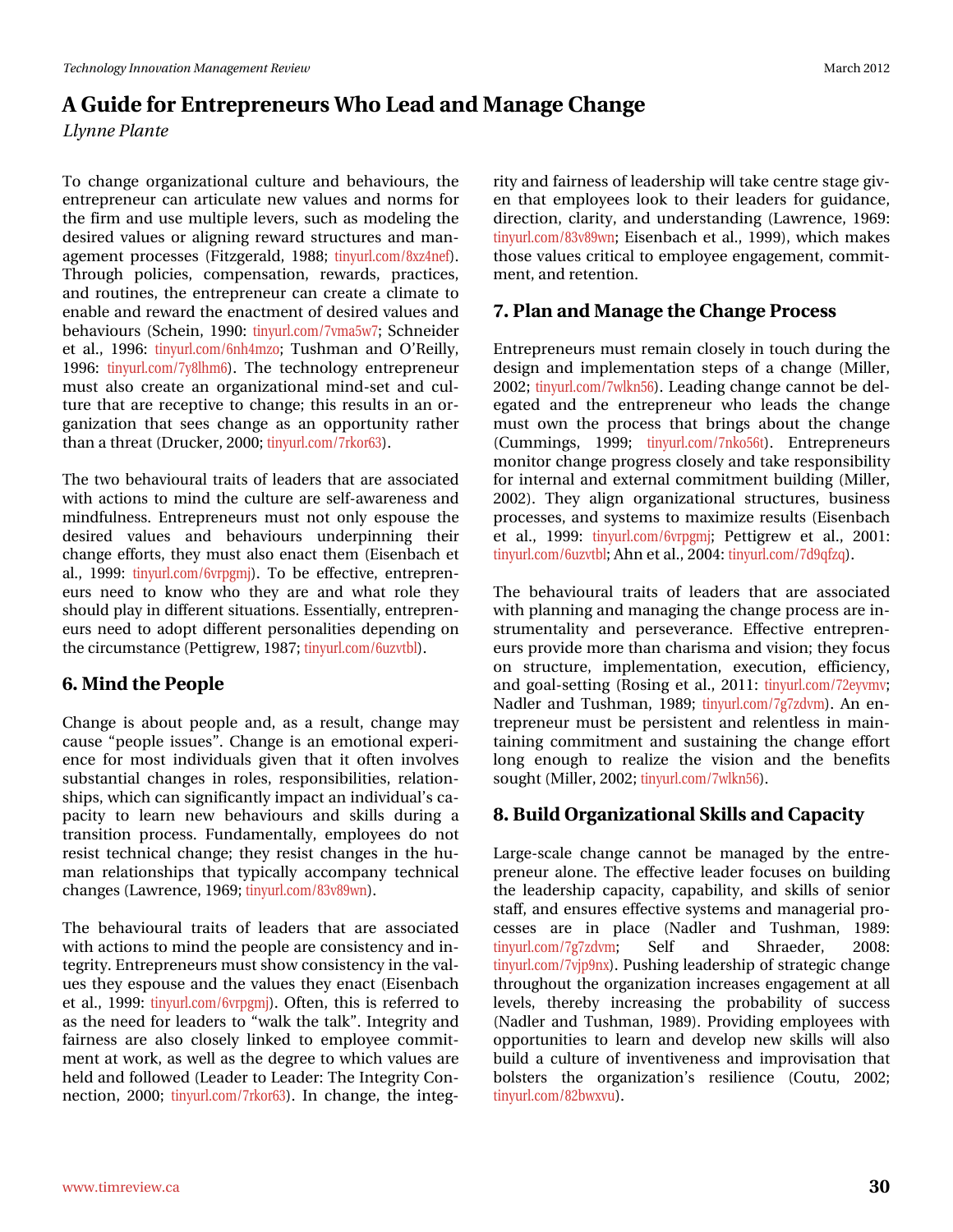To change organizational culture and behaviours, the entrepreneur can articulate new values and norms for the firm and use multiple levers, such as modeling the desired values or aligning reward structures and management processes (Fitzgerald, 1988; tinyurl.com/8xz4nef). Through policies, compensation, rewards, practices, and routines, the entrepreneur can create a climate to enable and reward the enactment of desired values and behaviours (Schein, 1990: tinyurl.com/7vma5w7; Schneider et al., 1996: tinyurl.com/6nh4mzo; Tushman and O'Reilly, 1996: tinyurl.com/7y8lhm6). The technology entrepreneur must also create an organizational mind-set and culture that are receptive to change; this results in an organization that sees change as an opportunity rather than a threat (Drucker, 2000; tinyurl.com/7rkor63).

The two behavioural traits of leaders that are associated with actions to mind the culture are self-awareness and mindfulness. Entrepreneurs must not only espouse the desired values and behaviours underpinning their change efforts, they must also enact them (Eisenbach et al., 1999: tinyurl.com/6vrpgmj). To be effective, entrepreneurs need to know who they are and what role they should play in different situations. Essentially, entrepreneurs need to adopt different personalities depending on the circumstance (Pettigrew, 1987; tinyurl.com/6uzvtbl).

## 6. Mind the People

Change is about people and, as a result, change may cause "people issues". Change is an emotional experience for most individuals given that it often involves substantial changes in roles, responsibilities, relationships, which can significantly impact an individual's capacity to learn new behaviours and skills during a transition process. Fundamentally, employees do not resist technical change; they resist changes in the human relationships that typically accompany technical changes (Lawrence, 1969; tinyurl.com/83v89wn).

The behavioural traits of leaders that are associated with actions to mind the people are consistency and integrity. Entrepreneurs must show consistency in the values they espouse and the values they enact (Eisenbach et al., 1999: tinyurl.com/6vrpgmj). Often, this is referred to as the need for leaders to "walk the talk". Integrity and fairness are also closely linked to employee commitment at work, as well as the degree to which values are held and followed (Leader to Leader: The Integrity Connection, 2000; tinyurl.com/7rkor63). In change, the integrity and fairness of leadership will take centre stage given that employees look to their leaders for guidance, direction, clarity, and understanding (Lawrence, 1969: tinyurl.com/83v89wn; Eisenbach et al., 1999), which makes those values critical to employee engagement, commitment, and retention.

## 7. Plan and Manage the Change Process

Entrepreneurs must remain closely in touch during the design and implementation steps of a change (Miller, 2002; tinyurl.com/7wlkn56). Leading change cannot be delegated and the entrepreneur who leads the change must own the process that brings about the change (Cummings, 1999; tinyurl.com/7nko56t). Entrepreneurs monitor change progress closely and take responsibility for internal and external commitment building (Miller, 2002). They align organizational structures, business processes, and systems to maximize results (Eisenbach et al., 1999: tinyurl.com/6vrpgmj; Pettigrew et al., 2001: tinyurl.com/6uzvtbl; Ahn et al., 2004: tinyurl.com/7d9qfzq).

The behavioural traits of leaders that are associated with planning and managing the change process are instrumentality and perseverance. Effective entrepreneurs provide more than charisma and vision; they focus on structure, implementation, execution, efficiency, and goal-setting (Rosing et al., 2011: tinyurl.com/72eyvmv; Nadler and Tushman, 1989; tinyurl.com/7g7zdvm). An entrepreneur must be persistent and relentless in maintaining commitment and sustaining the change effort long enough to realize the vision and the benefits sought (Miller, 2002; tinyurl.com/7wlkn56).

## 8. Build Organizational Skills and Capacity

Large-scale change cannot be managed by the entrepreneur alone. The effective leader focuses on building the leadership capacity, capability, and skills of senior staff, and ensures effective systems and managerial processes are in place (Nadler and Tushman, 1989: tinyurl.com/7g7zdvm; Self and Shraeder, 2008: tinyurl.com/7vjp9nx). Pushing leadership of strategic change throughout the organization increases engagement at all levels, thereby increasing the probability of success (Nadler and Tushman, 1989). Providing employees with opportunities to learn and develop new skills will also build a culture of inventiveness and improvisation that bolsters the organization's resilience (Coutu, 2002; tinyurl.com/82bwxvu).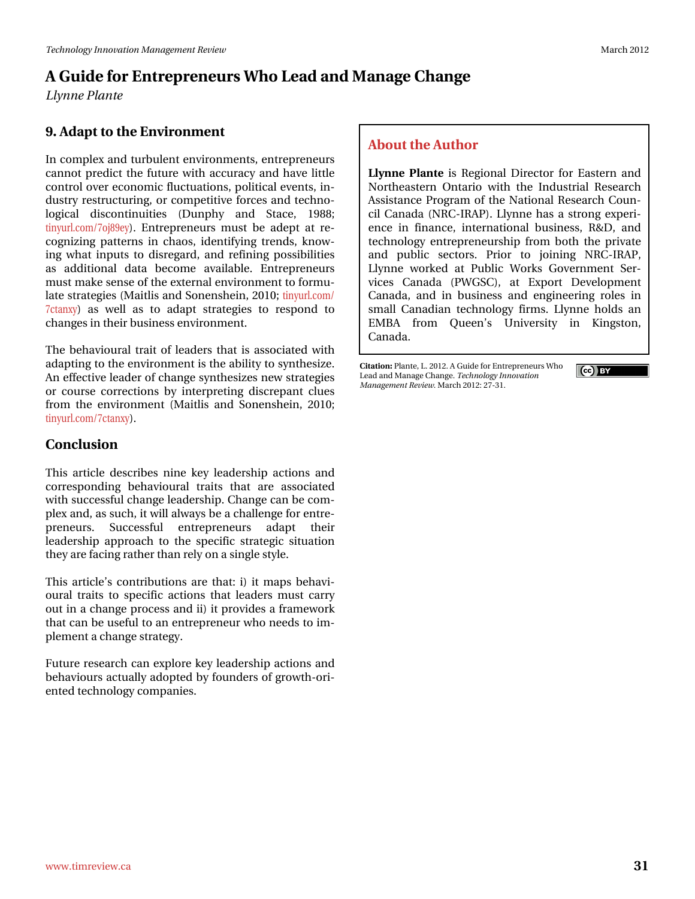## 9. Adapt to the Environment

In complex and turbulent environments, entrepreneurs cannot predict the future with accuracy and have little control over economic fluctuations, political events, industry restructuring, or competitive forces and technological discontinuities (Dunphy and Stace, 1988; tinyurl.com/7oj89ey). Entrepreneurs must be adept at recognizing patterns in chaos, identifying trends, knowing what inputs to disregard, and refining possibilities as additional data become available. Entrepreneurs must make sense of the external environment to formulate strategies (Maitlis and Sonenshein, 2010; tinyurl.com/7ctanxy) as well as to adapt strategies to respond to changes in their business environment.

The behavioural trait of leaders that is associated with adapting to the environment is the ability to synthesize. An effective leader of change synthesizes new strategies or course corrections by interpreting discrepant clues from the environment (Maitlis and Sonenshein, 2010; tinyurl.com/7ctanxy).

## Conclusion

This article describes nine key leadership actions and corresponding behavioural traits that are associated with successful change leadership. Change can be complex and, as such, it will always be a challenge for entrepreneurs. Successful entrepreneurs adapt their leadership approach to the specific strategic situation they are facing rather than rely on a single style.

This article's contributions are that: i) it maps behavioural traits to specific actions that leaders must carry out in a change process and ii) it provides a framework that can be useful to an entrepreneur who needs to implement a change strategy.

Future research can explore key leadership actions and behaviours actually adopted by founders of growth-oriented technology companies.

## About the Author

**Llynne Plante** is Regional Director for Eastern and Northeastern Ontario with the Industrial Research Assistance Program of the National Research Council Canada (NRC-IRAP). Llynne has a strong experience in finance, international business, R&D, and technology entrepreneurship from both the private and public sectors. Prior to joining NRC-IRAP, Llynne worked at Public Works Government Services Canada (PWGSC), at Export Development Canada, and in business and engineering roles in small Canadian technology firms. Llynne holds an EMBA from Queen's University in Kingston, Canada.

**Citation:** Plante, L. 2012. A Guide for Entrepreneurs Who Lead and Manage Change. *Technology Innovation Management Review*. March 2012: 27-31.